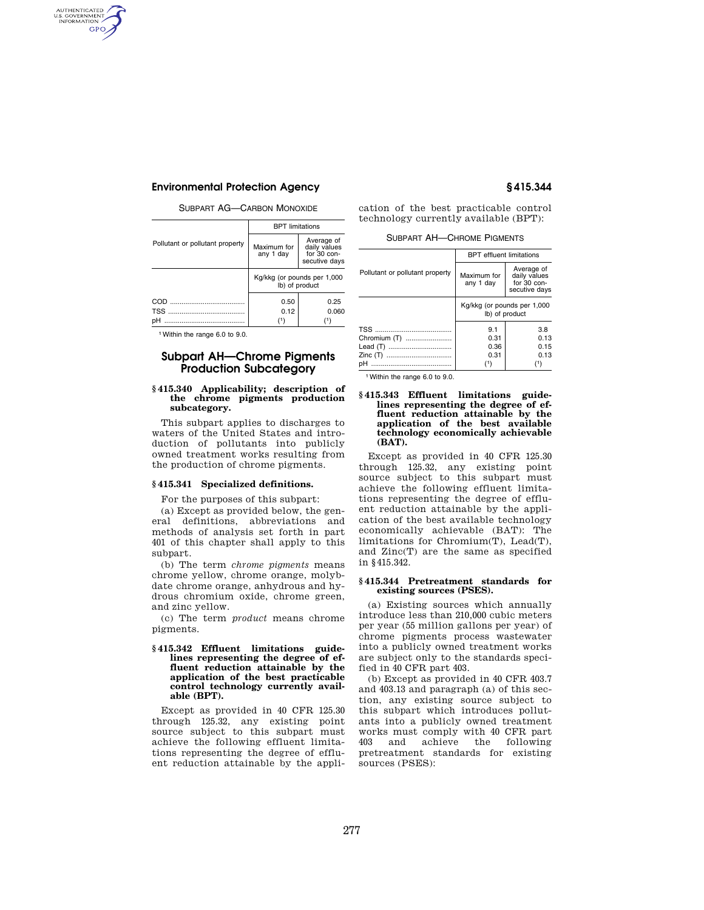SUBPART AG—CARBON MONOXIDE

| Pollutant or pollutant property | BPT limitations | |
|---|---|---|
| | Maximum for any 1 day | Average of daily values for 30 consecutive days |
| | Kg/kkg (or pounds per 1,000 lb) of product | |
| COD | 0.50 | 0.25 |
| TSS | 0.12 | 0.060 |
| pH | [1] | [1] |

[1] Within the range 6.0 to 9.0.

## Subpart AH—Chrome Pigments Production Subcategory

### § 415.340 Applicability; description of the chrome pigments production subcategory.

This subpart applies to discharges to waters of the United States and introduction of pollutants into publicly owned treatment works resulting from the production of chrome pigments.

### § 415.341 Specialized definitions.

For the purposes of this subpart:

(a) Except as provided below, the general definitions, abbreviations and methods of analysis set forth in part 401 of this chapter shall apply to this subpart.

(b) The term *chrome pigments* means chrome yellow, chrome orange, molybdate chrome orange, anhydrous and hydrous chromium oxide, chrome green, and zinc yellow.

(c) The term *product* means chrome pigments.

### § 415.342 Effluent limitations guidelines representing the degree of effluent reduction attainable by the application of the best practicable control technology currently available (BPT).

Except as provided in 40 CFR 125.30 through 125.32, any existing point source subject to this subpart must achieve the following effluent limitations representing the degree of effluent reduction attainable by the application of the best practicable control technology currently available (BPT):

SUBPART AH—CHROME PIGMENTS

| Pollutant or pollutant property | BPT effluent limitations | |
|---|---|---|
| | Maximum for any 1 day | Average of daily values for 30 consecutive days |
| | Kg/kkg (or pounds per 1,000 lb) of product | |
| TSS | 9.1 | 3.8 |
| Chromium (T) | 0.31 | 0.13 |
| Lead (T) | 0.36 | 0.15 |
| Zinc (T) | 0.31 | 0.13 |
| pH | [1] | [1] |

[1] Within the range 6.0 to 9.0.

### § 415.343 Effluent limitations guidelines representing the degree of effluent reduction attainable by the application of the best available technology economically achievable (BAT).

Except as provided in 40 CFR 125.30 through 125.32, any existing point source subject to this subpart must achieve the following effluent limitations representing the degree of effluent reduction attainable by the application of the best available technology economically achievable (BAT): The limitations for Chromium(T), Lead(T), and Zinc(T) are the same as specified in § 415.342.

### § 415.344 Pretreatment standards for existing sources (PSES).

(a) Existing sources which annually introduce less than 210,000 cubic meters per year (55 million gallons per year) of chrome pigments process wastewater into a publicly owned treatment works are subject only to the standards specified in 40 CFR part 403.

(b) Except as provided in 40 CFR 403.7 and 403.13 and paragraph (a) of this section, any existing source subject to this subpart which introduces pollutants into a publicly owned treatment works must comply with 40 CFR part 403 and achieve the following pretreatment standards for existing sources (PSES):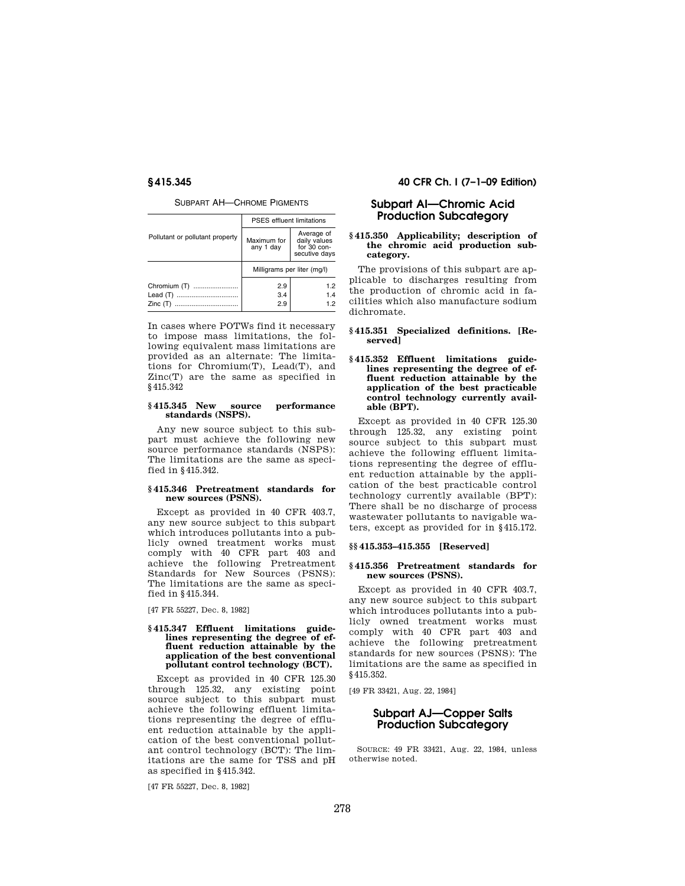SUBPART AH—CHROME PIGMENTS

| Pollutant or pollutant property | PSES effluent limitations | |
|---|---|---|
| | Maximum for any 1 day | Average of daily values for 30 consecutive days |
| | Milligrams per liter (mg/l) | |
| Chromium (T) | 2.9 | 1.2 |
| Lead (T) | 3.4 | 1.4 |
| Zinc (T) | 2.9 | 1.2 |

In cases where POTWs find it necessary to impose mass limitations, the following equivalent mass limitations are provided as an alternate: The limitations for Chromium(T), Lead(T), and Zinc(T) are the same as specified in §415.342

### §415.345 New source performance standards (NSPS).

Any new source subject to this subpart must achieve the following new source performance standards (NSPS): The limitations are the same as specified in §415.342.

### §415.346 Pretreatment standards for new sources (PSNS).

Except as provided in 40 CFR 403.7, any new source subject to this subpart which introduces pollutants into a publicly owned treatment works must comply with 40 CFR part 403 and achieve the following Pretreatment Standards for New Sources (PSNS): The limitations are the same as specified in §415.344.

[47 FR 55227, Dec. 8, 1982]

### §415.347 Effluent limitations guidelines representing the degree of effluent reduction attainable by the application of the best conventional pollutant control technology (BCT).

Except as provided in 40 CFR 125.30 through 125.32, any existing point source subject to this subpart must achieve the following effluent limitations representing the degree of effluent reduction attainable by the application of the best conventional pollutant control technology (BCT): The limitations are the same for TSS and pH as specified in §415.342.

[47 FR 55227, Dec. 8, 1982]

## Subpart AI—Chromic Acid Production Subcategory

### §415.350 Applicability; description of the chromic acid production subcategory.

The provisions of this subpart are applicable to discharges resulting from the production of chromic acid in facilities which also manufacture sodium dichromate.

### §415.351 Specialized definitions. [Reserved]

### §415.352 Effluent limitations guidelines representing the degree of effluent reduction attainable by the application of the best practicable control technology currently available (BPT).

Except as provided in 40 CFR 125.30 through 125.32, any existing point source subject to this subpart must achieve the following effluent limitations representing the degree of effluent reduction attainable by the application of the best practicable control technology currently available (BPT): There shall be no discharge of process wastewater pollutants to navigable waters, except as provided for in §415.172.

### §§415.353–415.355 [Reserved]

### §415.356 Pretreatment standards for new sources (PSNS).

Except as provided in 40 CFR 403.7, any new source subject to this subpart which introduces pollutants into a publicly owned treatment works must comply with 40 CFR part 403 and achieve the following pretreatment standards for new sources (PSNS): The limitations are the same as specified in §415.352.

[49 FR 33421, Aug. 22, 1984]

## Subpart AJ—Copper Salts Production Subcategory

SOURCE: 49 FR 33421, Aug. 22, 1984, unless otherwise noted.